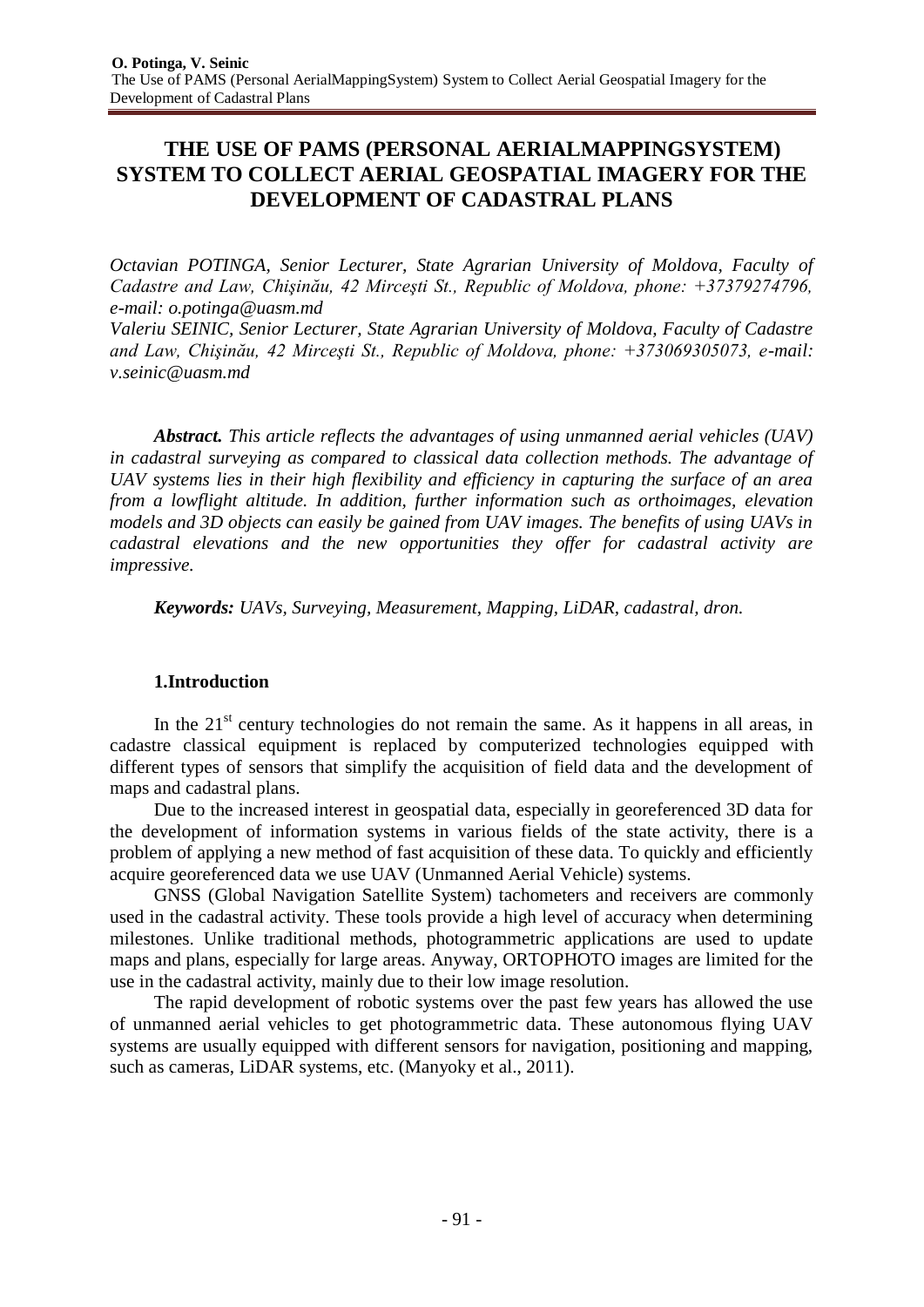# THE USE OF PAMS (PERSONAL AERIALMAPPINGSYSTEM) SYSTEM TO COLLECT AERIAL GEOSPATIAL IMAGERY FOR THE DEVELOPMENT OF CADASTRAL PLANS

*Octavian POTINGA, Senior Lecturer, State Agrarian University of Moldova, Faculty of Cadastre and Law, Chişinău, 42 Mirceşti St., Republic of Moldova, phone: +37379274796, e-mail: o.potinga@uasm.md*

*Valeriu SEINIC, Senior Lecturer, State Agrarian University of Moldova, Faculty of Cadastre and Law, Chişinău, 42 Mirceşti St., Republic of Moldova, phone: +373069305073, e-mail: v.seinic@uasm.md*

***Abstract.*** *This article reflects the advantages of using unmanned aerial vehicles (UAV) in cadastral surveying as compared to classical data collection methods. The advantage of UAV systems lies in their high flexibility and efficiency in capturing the surface of an area from a lowflight altitude. In addition, further information such as orthoimages, elevation models and 3D objects can easily be gained from UAV images. The benefits of using UAVs in cadastral elevations and the new opportunities they offer for cadastral activity are impressive.*

***Keywords:*** *UAVs, Surveying, Measurement, Mapping, LiDAR, cadastral, dron.*

## 1.Introduction

In the 21st century technologies do not remain the same. As it happens in all areas, in cadastre classical equipment is replaced by computerized technologies equipped with different types of sensors that simplify the acquisition of field data and the development of maps and cadastral plans.

Due to the increased interest in geospatial data, especially in georeferenced 3D data for the development of information systems in various fields of the state activity, there is a problem of applying a new method of fast acquisition of these data. To quickly and efficiently acquire georeferenced data we use UAV (Unmanned Aerial Vehicle) systems.

GNSS (Global Navigation Satellite System) tachometers and receivers are commonly used in the cadastral activity. These tools provide a high level of accuracy when determining milestones. Unlike traditional methods, photogrammetric applications are used to update maps and plans, especially for large areas. Anyway, ORTOPHOTO images are limited for the use in the cadastral activity, mainly due to their low image resolution.

The rapid development of robotic systems over the past few years has allowed the use of unmanned aerial vehicles to get photogrammetric data. These autonomous flying UAV systems are usually equipped with different sensors for navigation, positioning and mapping, such as cameras, LiDAR systems, etc. (Manyoky et al., 2011).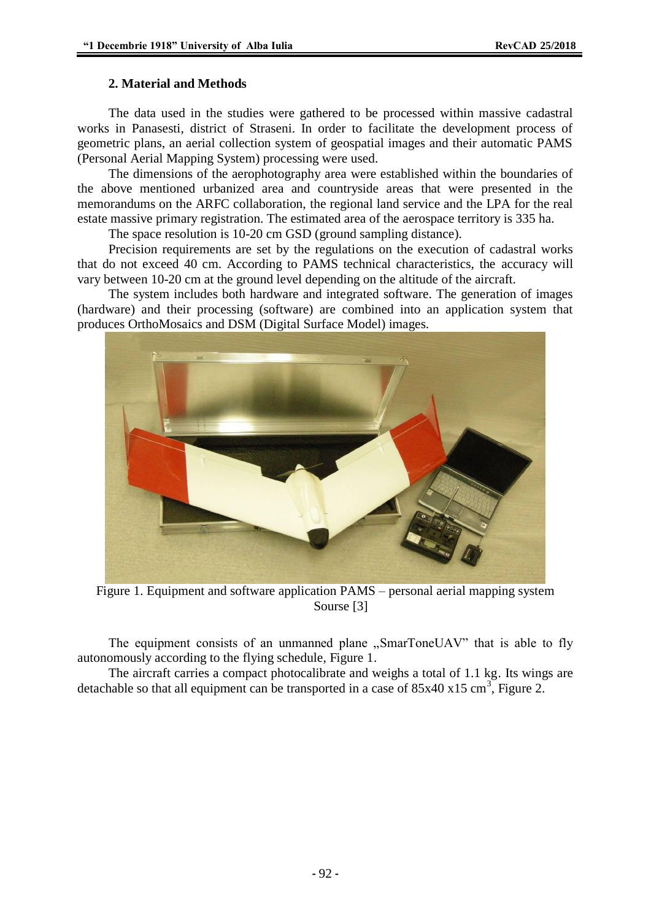## 2. Material and Methods

The data used in the studies were gathered to be processed within massive cadastral works in Panasesti, district of Straseni. In order to facilitate the development process of geometric plans, an aerial collection system of geospatial images and their automatic PAMS (Personal Aerial Mapping System) processing were used.

The dimensions of the aerophotography area were established within the boundaries of the above mentioned urbanized area and countryside areas that were presented in the memorandums on the ARFC collaboration, the regional land service and the LPA for the real estate massive primary registration. The estimated area of the aerospace territory is 335 ha.

The space resolution is 10-20 cm GSD (ground sampling distance).

Precision requirements are set by the regulations on the execution of cadastral works that do not exceed 40 cm. According to PAMS technical characteristics, the accuracy will vary between 10-20 cm at the ground level depending on the altitude of the aircraft.

The system includes both hardware and integrated software. The generation of images (hardware) and their processing (software) are combined into an application system that produces OrthoMosaics and DSM (Digital Surface Model) images.

Figure 1. Equipment and software application PAMS – personal aerial mapping system
Sourse [3]

The equipment consists of an unmanned plane „SmarToneUAV" that is able to fly autonomously according to the flying schedule, Figure 1.

The aircraft carries a compact photocalibrate and weighs a total of 1.1 kg. Its wings are detachable so that all equipment can be transported in a case of 85x40 x15 $cm^3$, Figure 2.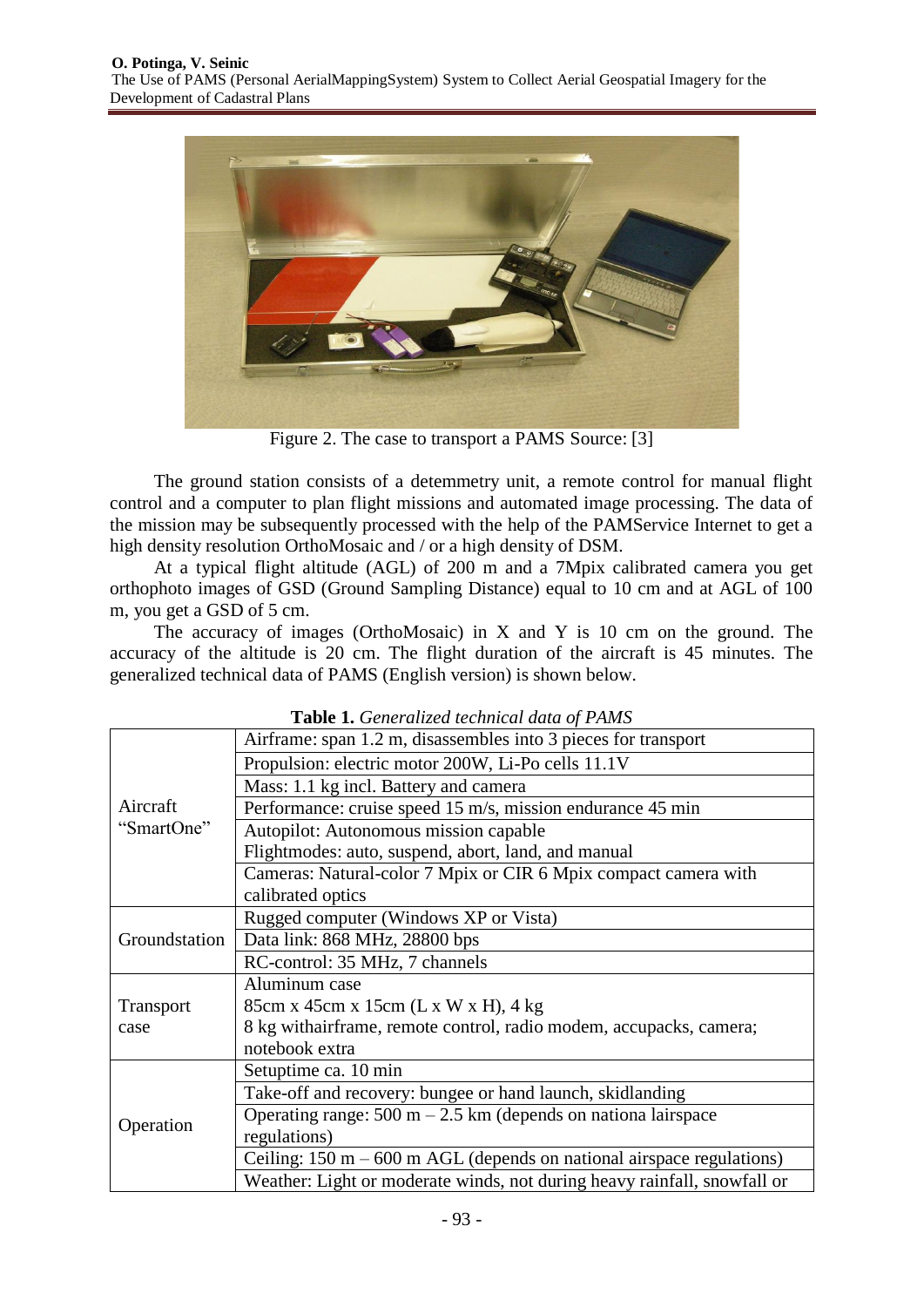Figure 2. The case to transport a PAMS Source: [3]

The ground station consists of a detemmetry unit, a remote control for manual flight control and a computer to plan flight missions and automated image processing. The data of the mission may be subsequently processed with the help of the PAMService Internet to get a high density resolution OrthoMosaic and / or a high density of DSM.

At a typical flight altitude (AGL) of 200 m and a 7Mpix calibrated camera you get orthophoto images of GSD (Ground Sampling Distance) equal to 10 cm and at AGL of 100 m, you get a GSD of 5 cm.

The accuracy of images (OrthoMosaic) in X and Y is 10 cm on the ground. The accuracy of the altitude is 20 cm. The flight duration of the aircraft is 45 minutes. The generalized technical data of PAMS (English version) is shown below.

**Table 1.** *Generalized technical data of PAMS*

| | |
|---|---|
| Aircraft "SmartOne" | Airframe: span 1.2 m, disassembles into 3 pieces for transport |
| | Propulsion: electric motor 200W, Li-Po cells 11.1V |
| | Mass: 1.1 kg incl. Battery and camera |
| | Performance: cruise speed 15 m/s, mission endurance 45 min |
| | Autopilot: Autonomous mission capable<br>Flightmodes: auto, suspend, abort, land, and manual |
| | Cameras: Natural-color 7 Mpix or CIR 6 Mpix compact camera with calibrated optics |
| Groundstation | Rugged computer (Windows XP or Vista) |
| | Data link: 868 MHz, 28800 bps |
| | RC-control: 35 MHz, 7 channels |
| Transport case | Aluminum case<br>85cm x 45cm x 15cm (L x W x H), 4 kg<br>8 kg withairframe, remote control, radio modem, accupacks, camera; notebook extra |
| Operation | Setuptime ca. 10 min |
| | Take-off and recovery: bungee or hand launch, skidlanding |
| | Operating range: 500 m – 2.5 km (depends on nationa lairspace regulations) |
| | Ceiling: 150 m – 600 m AGL (depends on national airspace regulations) |
| | Weather: Light or moderate winds, not during heavy rainfall, snowfall or |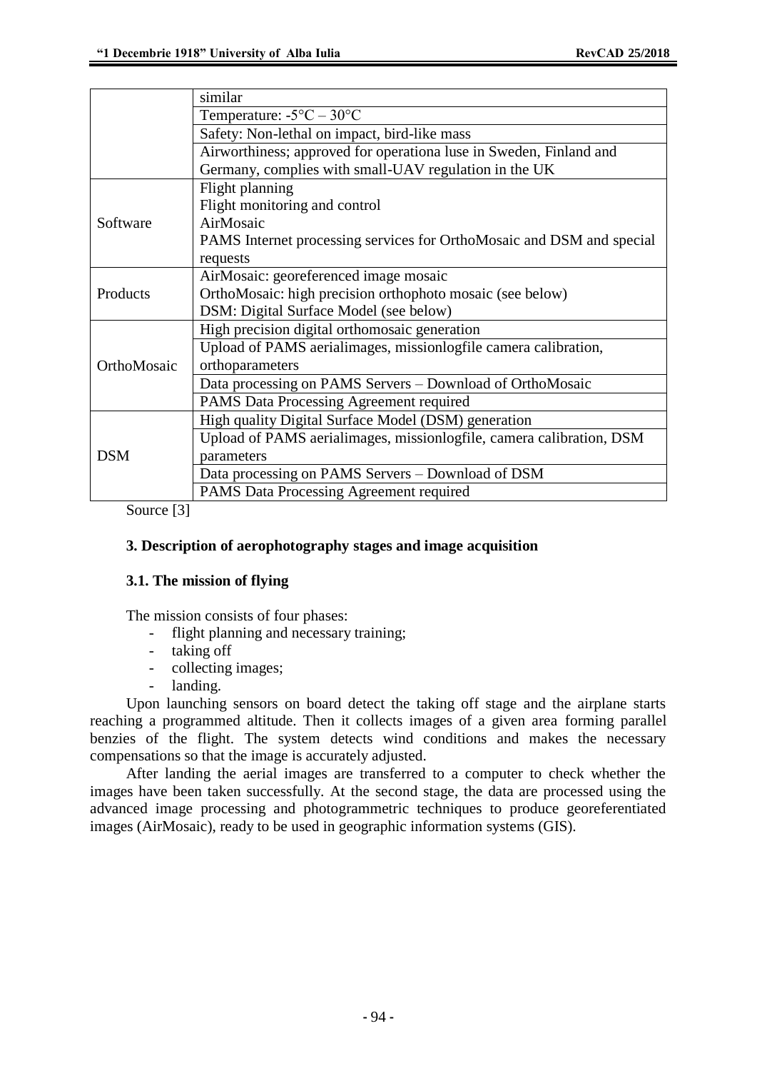| | |
|---|---|
| | similar |
| | Temperature: -5°C – 30°C |
| | Safety: Non-lethal on impact, bird-like mass |
| | Airworthiness; approved for operationa luse in Sweden, Finland and Germany, complies with small-UAV regulation in the UK |
| Software | Flight planning<br>Flight monitoring and control<br>AirMosaic<br>PAMS Internet processing services for OrthoMosaic and DSM and special requests |
| Products | AirMosaic: georeferenced image mosaic<br>OrthoMosaic: high precision orthophoto mosaic (see below)<br>DSM: Digital Surface Model (see below) |
| OrthoMosaic | High precision digital orthomosaic generation |
| | Upload of PAMS aerialimages, missionlogfile camera calibration, orthoparameters |
| | Data processing on PAMS Servers – Download of OrthoMosaic |
| | PAMS Data Processing Agreement required |
| DSM | High quality Digital Surface Model (DSM) generation |
| | Upload of PAMS aerialimages, missionlogfile, camera calibration, DSM parameters |
| | Data processing on PAMS Servers – Download of DSM |
| | PAMS Data Processing Agreement required |

Source [3]

### 3. Description of aerophotography stages and image acquisition

#### 3.1. The mission of flying

The mission consists of four phases:

- flight planning and necessary training;
- taking off
- collecting images;
- landing.

Upon launching sensors on board detect the taking off stage and the airplane starts reaching a programmed altitude. Then it collects images of a given area forming parallel benzies of the flight. The system detects wind conditions and makes the necessary compensations so that the image is accurately adjusted.

After landing the aerial images are transferred to a computer to check whether the images have been taken successfully. At the second stage, the data are processed using the advanced image processing and photogrammetric techniques to produce georeferentiated images (AirMosaic), ready to be used in geographic information systems (GIS).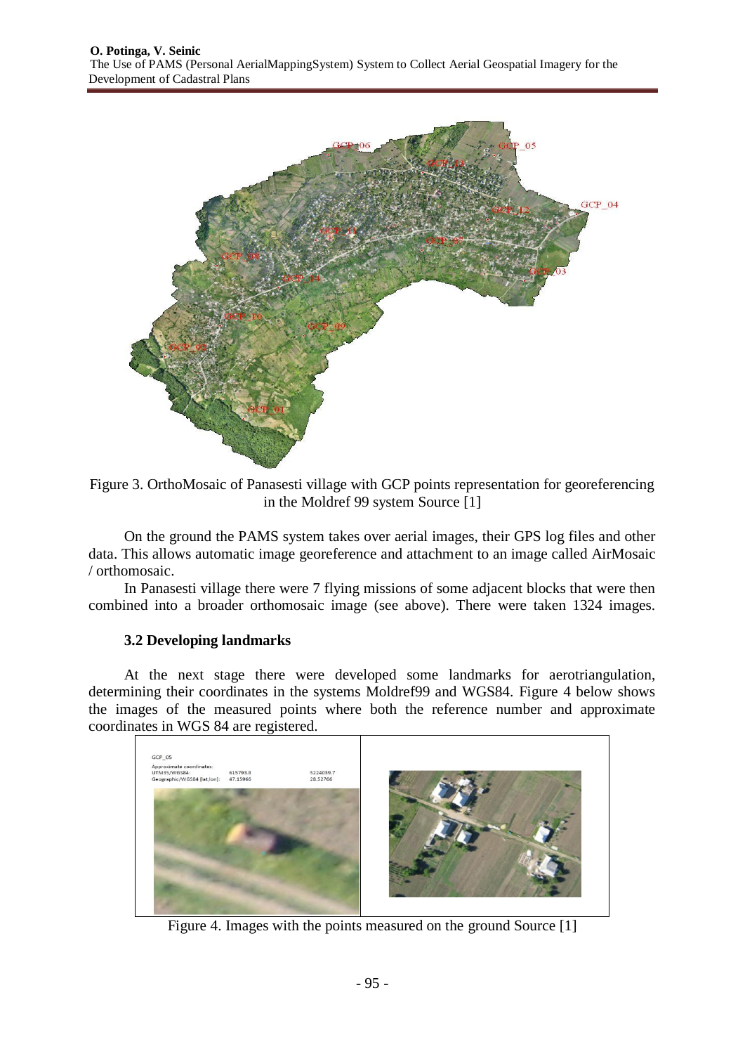Figure 3. OrthoMosaic of Panasesti village with GCP points representation for georeferencing in the Moldref 99 system Source [1]

On the ground the PAMS system takes over aerial images, their GPS log files and other data. This allows automatic image georeference and attachment to an image called AirMosaic / orthomosaic.

In Panasesti village there were 7 flying missions of some adjacent blocks that were then combined into a broader orthomosaic image (see above). There were taken 1324 images.

### 3.2 Developing landmarks

At the next stage there were developed some landmarks for aerotriangulation, determining their coordinates in the systems Moldref99 and WGS84. Figure 4 below shows the images of the measured points where both the reference number and approximate coordinates in WGS 84 are registered.

Figure 4. Images with the points measured on the ground Source [1]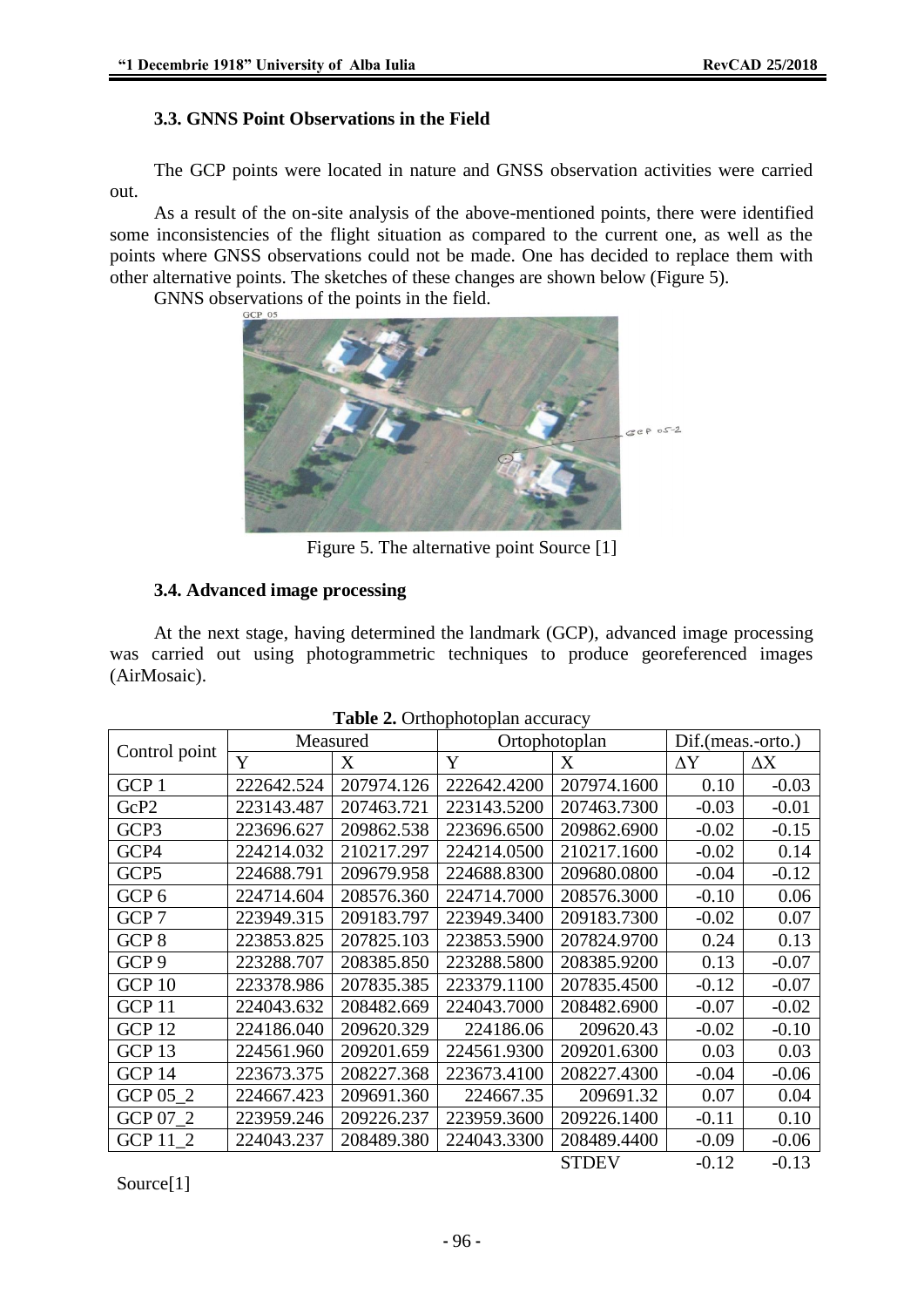### 3.3. GNNS Point Observations in the Field

The GCP points were located in nature and GNSS observation activities were carried out.

As a result of the on-site analysis of the above-mentioned points, there were identified some inconsistencies of the flight situation as compared to the current one, as well as the points where GNSS observations could not be made. One has decided to replace them with other alternative points. The sketches of these changes are shown below (Figure 5).

GNNS observations of the points in the field.

Figure 5. The alternative point Source [1]

### 3.4. Advanced image processing

At the next stage, having determined the landmark (GCP), advanced image processing was carried out using photogrammetric techniques to produce georeferenced images (AirMosaic).

**Table 2.** Orthophotoplan accuracy

| Control point | Measured | | Ortophotoplan | | Dif.(meas.-orto.) | |
|---|---|---|---|---|---|---|
| | Y | X | Y | X | ΔY | ΔX |
| GCP 1 | 222642.524 | 207974.126 | 222642.4200 | 207974.1600 | 0.10 | -0.03 |
| GcP2 | 223143.487 | 207463.721 | 223143.5200 | 207463.7300 | -0.03 | -0.01 |
| GCP3 | 223696.627 | 209862.538 | 223696.6500 | 209862.6900 | -0.02 | -0.15 |
| GCP4 | 224214.032 | 210217.297 | 224214.0500 | 210217.1600 | -0.02 | 0.14 |
| GCP5 | 224688.791 | 209679.958 | 224688.8300 | 209680.0800 | -0.04 | -0.12 |
| GCP 6 | 224714.604 | 208576.360 | 224714.7000 | 208576.3000 | -0.10 | 0.06 |
| GCP 7 | 223949.315 | 209183.797 | 223949.3400 | 209183.7300 | -0.02 | 0.07 |
| GCP 8 | 223853.825 | 207825.103 | 223853.5900 | 207824.9700 | 0.24 | 0.13 |
| GCP 9 | 223288.707 | 208385.850 | 223288.5800 | 208385.9200 | 0.13 | -0.07 |
| GCP 10 | 223378.986 | 207835.385 | 223379.1100 | 207835.4500 | -0.12 | -0.07 |
| GCP 11 | 224043.632 | 208482.669 | 224043.7000 | 208482.6900 | -0.07 | -0.02 |
| GCP 12 | 224186.040 | 209620.329 | 224186.06 | 209620.43 | -0.02 | -0.10 |
| GCP 13 | 224561.960 | 209201.659 | 224561.9300 | 209201.6300 | 0.03 | 0.03 |
| GCP 14 | 223673.375 | 208227.368 | 223673.4100 | 208227.4300 | -0.04 | -0.06 |
| GCP 05_2 | 224667.423 | 209691.360 | 224667.35 | 209691.32 | 0.07 | 0.04 |
| GCP 07_2 | 223959.246 | 209226.237 | 223959.3600 | 209226.1400 | -0.11 | 0.10 |
| GCP 11_2 | 224043.237 | 208489.380 | 224043.3300 | 208489.4400 | -0.09 | -0.06 |
| | | | | STDEV | -0.12 | -0.13 |

Source[1]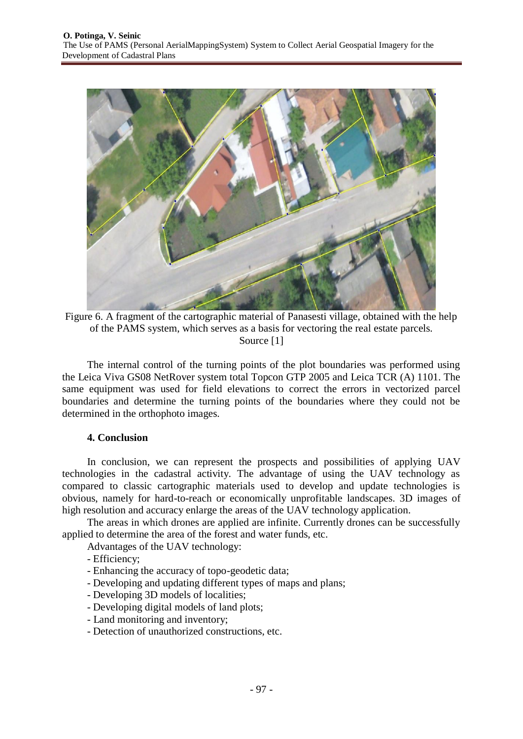Figure 6. A fragment of the cartographic material of Panasesti village, obtained with the help of the PAMS system, which serves as a basis for vectoring the real estate parcels. Source [1]

The internal control of the turning points of the plot boundaries was performed using the Leica Viva GS08 NetRover system total Topcon GTP 2005 and Leica TCR (A) 1101. The same equipment was used for field elevations to correct the errors in vectorized parcel boundaries and determine the turning points of the boundaries where they could not be determined in the orthophoto images.

## 4. Conclusion

In conclusion, we can represent the prospects and possibilities of applying UAV technologies in the cadastral activity. The advantage of using the UAV technology as compared to classic cartographic materials used to develop and update technologies is obvious, namely for hard-to-reach or economically unprofitable landscapes. 3D images of high resolution and accuracy enlarge the areas of the UAV technology application.

The areas in which drones are applied are infinite. Currently drones can be successfully applied to determine the area of the forest and water funds, etc.

Advantages of the UAV technology:

- Efficiency;
- Enhancing the accuracy of topo-geodetic data;
- Developing and updating different types of maps and plans;
- Developing 3D models of localities;
- Developing digital models of land plots;
- Land monitoring and inventory;
- Detection of unauthorized constructions, etc.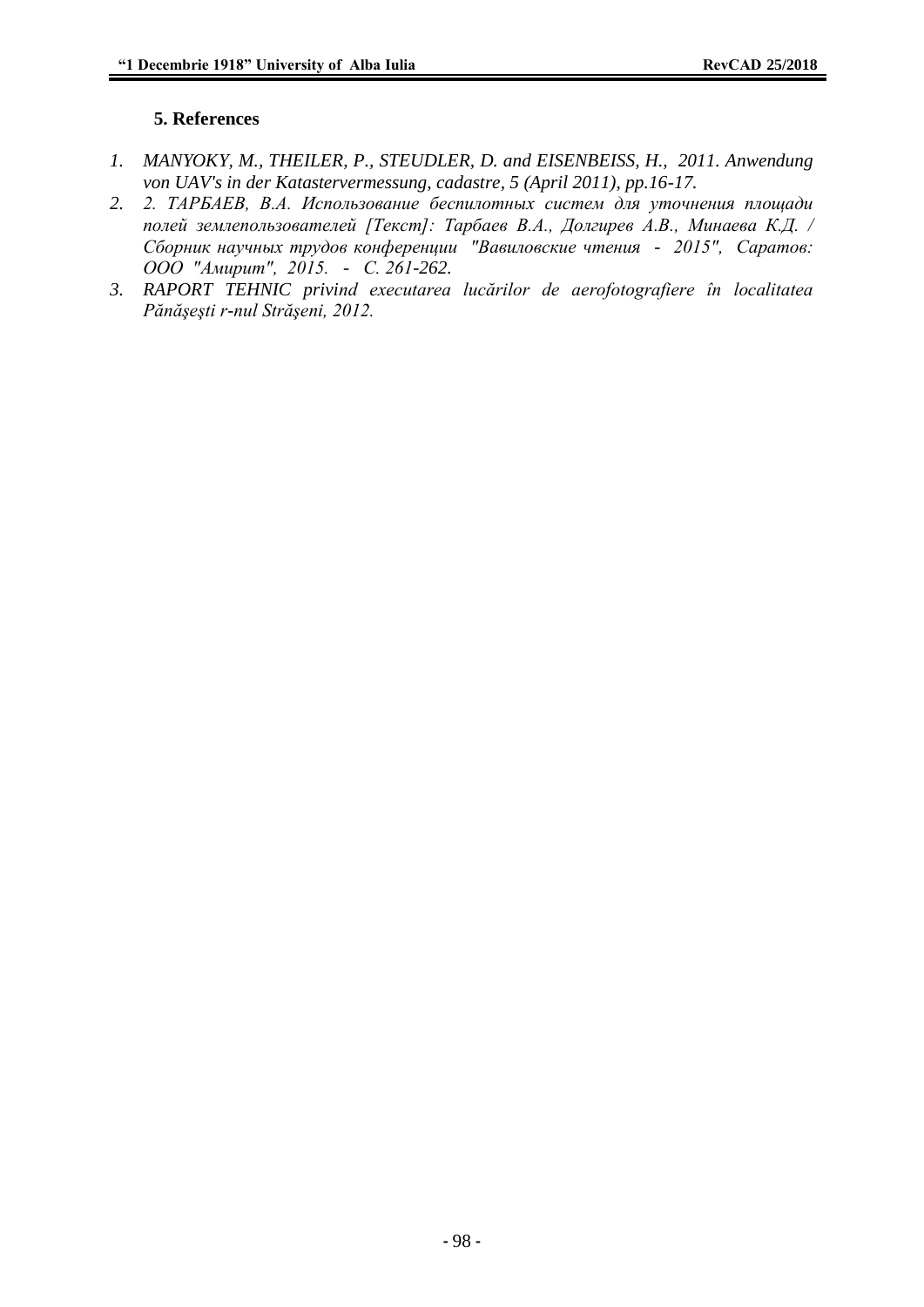### 5. References

1. *MANYOKY, M., THEILER, P., STEUDLER, D. and EISENBEISS, H., 2011. Anwendung von UAV's in der Katastervermessung, cadastre, 5 (April 2011), pp.16-17.*
2. *2. ТАРБАЕВ, В.А. Использование беспилотных систем для уточнения площади полей землепользователей [Текст]: Тарбаев В.А., Долгирев А.В., Минаева К.Д. / Сборник научных трудов конференции "Вавиловские чтения - 2015", Саратов: ООО "Амирит", 2015. - С. 261-262.*
3. *RAPORT TEHNIC privind executarea lucărilor de aerofotografiere în localitatea Pănăşeşti r-nul Străşeni, 2012.*